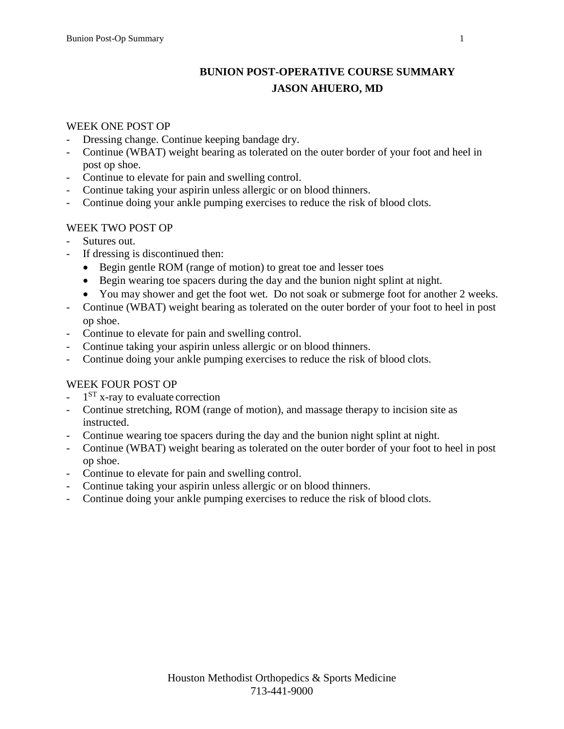# BUNION POST-OPERATIVE COURSE SUMMARY

## JASON AHUERO, MD

WEEK ONE POST OP

- Dressing change. Continue keeping bandage dry.
- Continue (WBAT) weight bearing as tolerated on the outer border of your foot and heel in post op shoe.
- Continue to elevate for pain and swelling control.
- Continue taking your aspirin unless allergic or on blood thinners.
- Continue doing your ankle pumping exercises to reduce the risk of blood clots.

WEEK TWO POST OP

- Sutures out.
- If dressing is discontinued then:
  - Begin gentle ROM (range of motion) to great toe and lesser toes
  - Begin wearing toe spacers during the day and the bunion night splint at night.
  - You may shower and get the foot wet. Do not soak or submerge foot for another 2 weeks.
- Continue (WBAT) weight bearing as tolerated on the outer border of your foot to heel in post op shoe.
- Continue to elevate for pain and swelling control.
- Continue taking your aspirin unless allergic or on blood thinners.
- Continue doing your ankle pumping exercises to reduce the risk of blood clots.

WEEK FOUR POST OP

- 1ST x-ray to evaluate correction
- Continue stretching, ROM (range of motion), and massage therapy to incision site as instructed.
- Continue wearing toe spacers during the day and the bunion night splint at night.
- Continue (WBAT) weight bearing as tolerated on the outer border of your foot to heel in post op shoe.
- Continue to elevate for pain and swelling control.
- Continue taking your aspirin unless allergic or on blood thinners.
- Continue doing your ankle pumping exercises to reduce the risk of blood clots.

Houston Methodist Orthopedics & Sports Medicine
713-441-9000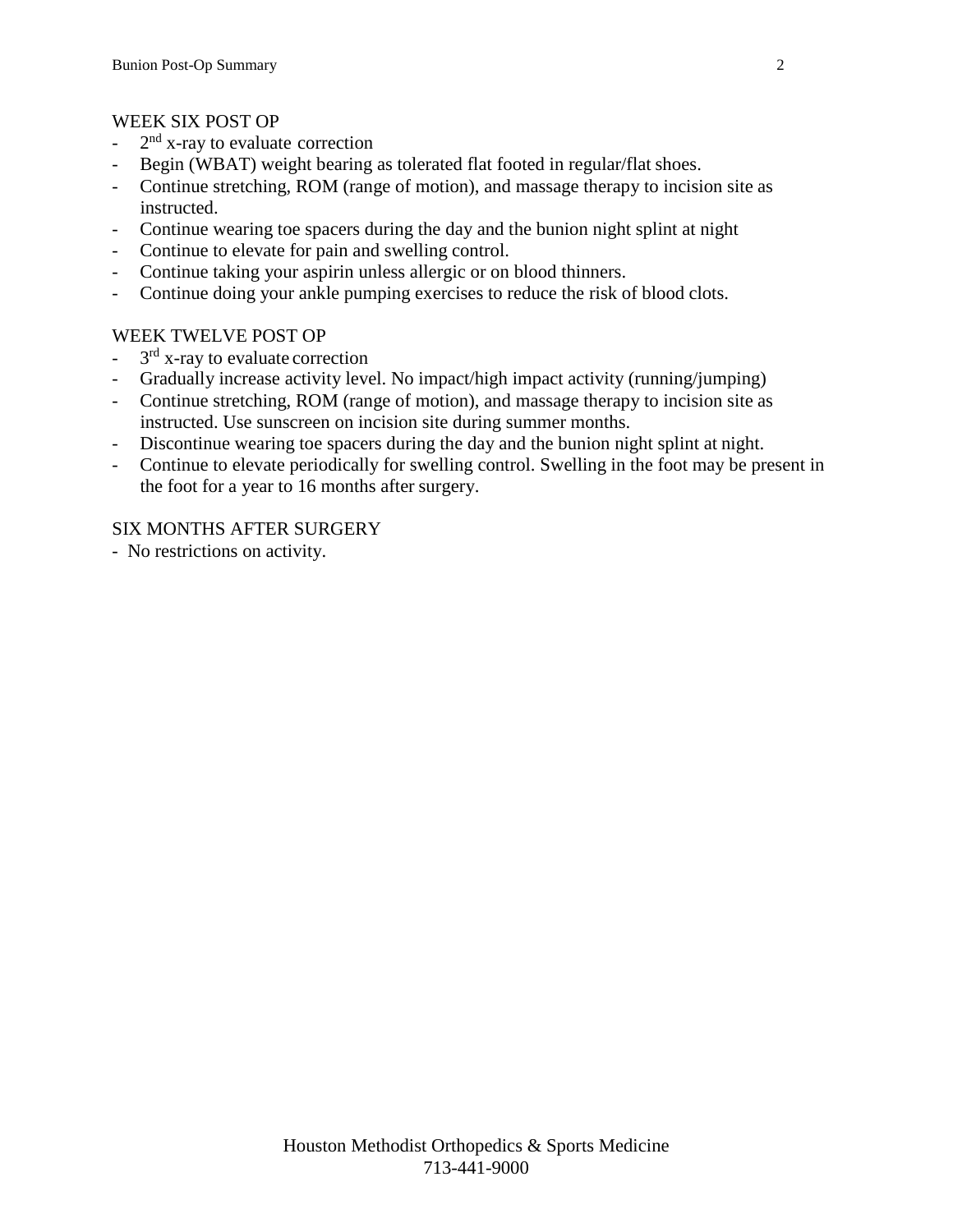WEEK SIX POST OP

- 2nd x-ray to evaluate correction
- Begin (WBAT) weight bearing as tolerated flat footed in regular/flat shoes.
- Continue stretching, ROM (range of motion), and massage therapy to incision site as instructed.
- Continue wearing toe spacers during the day and the bunion night splint at night
- Continue to elevate for pain and swelling control.
- Continue taking your aspirin unless allergic or on blood thinners.
- Continue doing your ankle pumping exercises to reduce the risk of blood clots.

WEEK TWELVE POST OP

- 3rd x-ray to evaluate correction
- Gradually increase activity level. No impact/high impact activity (running/jumping)
- Continue stretching, ROM (range of motion), and massage therapy to incision site as instructed. Use sunscreen on incision site during summer months.
- Discontinue wearing toe spacers during the day and the bunion night splint at night.
- Continue to elevate periodically for swelling control. Swelling in the foot may be present in the foot for a year to 16 months after surgery.

SIX MONTHS AFTER SURGERY

- No restrictions on activity.

Houston Methodist Orthopedics & Sports Medicine
713-441-9000